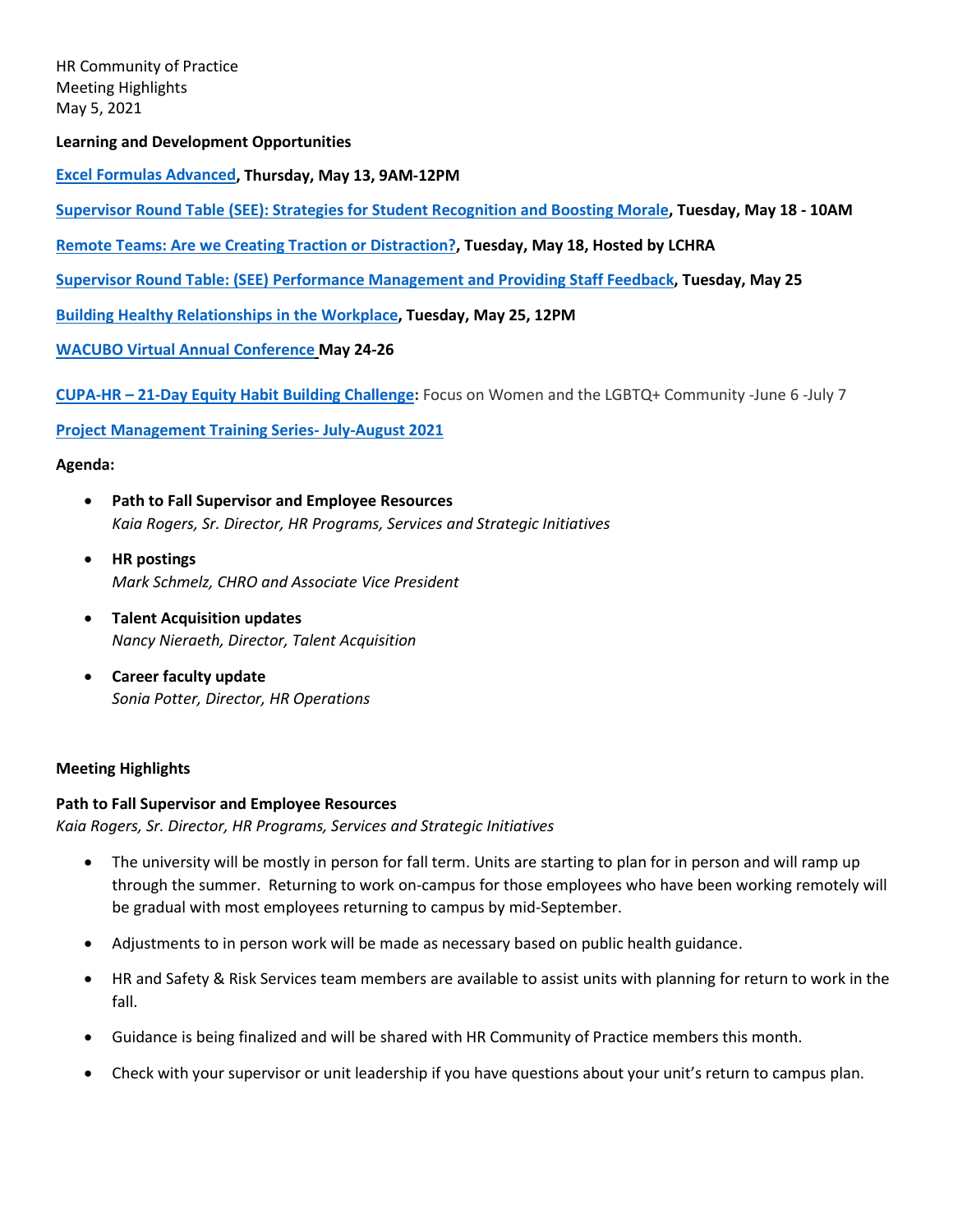HR Community of Practice
Meeting Highlights
May 5, 2021

**Learning and Development Opportunities**

**Excel Formulas Advanced, Thursday, May 13, 9AM-12PM**

**Supervisor Round Table (SEE): Strategies for Student Recognition and Boosting Morale, Tuesday, May 18 - 10AM**

**Remote Teams: Are we Creating Traction or Distraction?, Tuesday, May 18, Hosted by LCHRA**

**Supervisor Round Table: (SEE) Performance Management and Providing Staff Feedback, Tuesday, May 25**

**Building Healthy Relationships in the Workplace, Tuesday, May 25, 12PM**

**WACUBO Virtual Annual Conference May 24-26**

**CUPA-HR – 21-Day Equity Habit Building Challenge:** Focus on Women and the LGBTQ+ Community -June 6 -July 7

**Project Management Training Series- July-August 2021**

**Agenda:**

- **Path to Fall Supervisor and Employee Resources**
  *Kaia Rogers, Sr. Director, HR Programs, Services and Strategic Initiatives*
- **HR postings**
  *Mark Schmelz, CHRO and Associate Vice President*
- **Talent Acquisition updates**
  *Nancy Nieraeth, Director, Talent Acquisition*
- **Career faculty update**
  *Sonia Potter, Director, HR Operations*

**Meeting Highlights**

**Path to Fall Supervisor and Employee Resources**
*Kaia Rogers, Sr. Director, HR Programs, Services and Strategic Initiatives*

- The university will be mostly in person for fall term. Units are starting to plan for in person and will ramp up through the summer. Returning to work on-campus for those employees who have been working remotely will be gradual with most employees returning to campus by mid-September.
- Adjustments to in person work will be made as necessary based on public health guidance.
- HR and Safety & Risk Services team members are available to assist units with planning for return to work in the fall.
- Guidance is being finalized and will be shared with HR Community of Practice members this month.
- Check with your supervisor or unit leadership if you have questions about your unit's return to campus plan.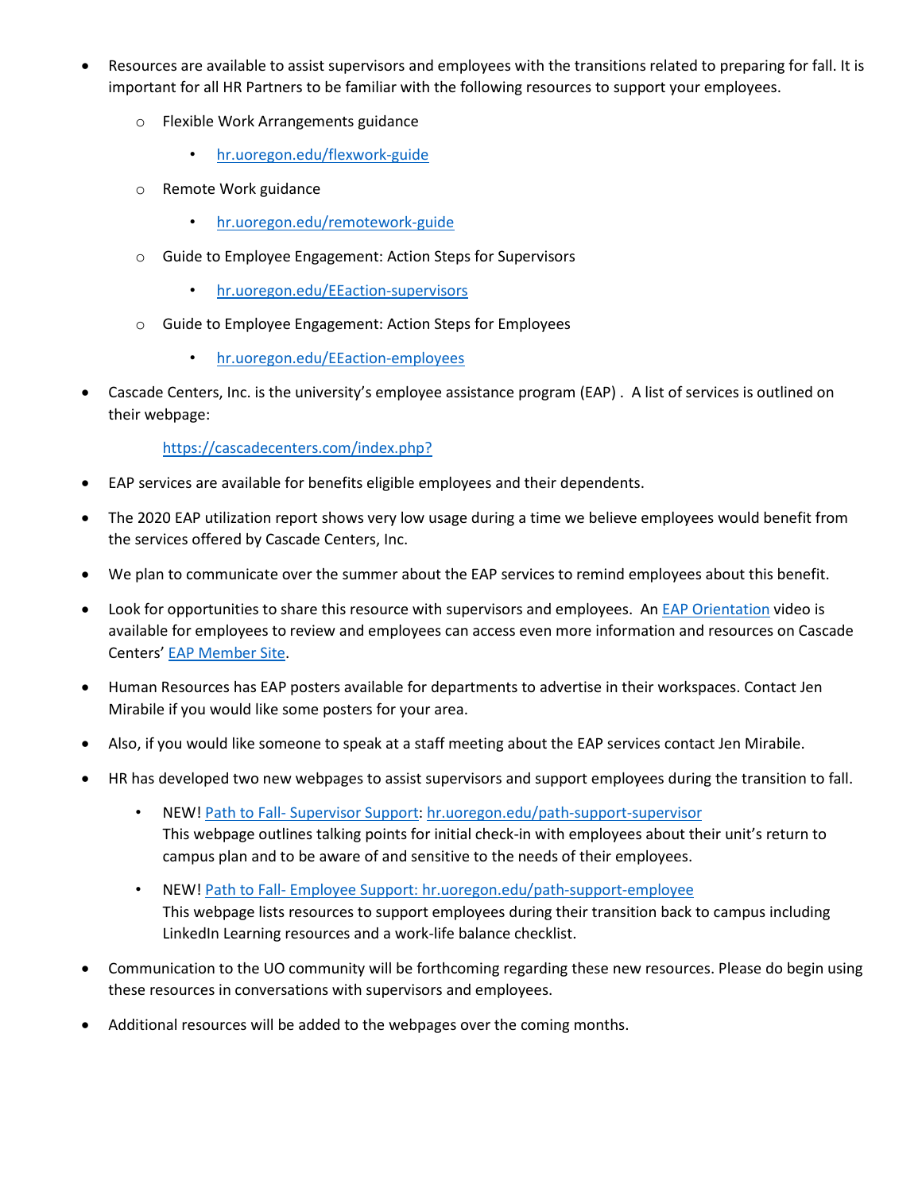- Resources are available to assist supervisors and employees with the transitions related to preparing for fall. It is important for all HR Partners to be familiar with the following resources to support your employees.
  - Flexible Work Arrangements guidance
    - [hr.uoregon.edu/flexwork-guide](hr.uoregon.edu/flexwork-guide)
  - Remote Work guidance
    - [hr.uoregon.edu/remotework-guide](hr.uoregon.edu/remotework-guide)
  - Guide to Employee Engagement: Action Steps for Supervisors
    - [hr.uoregon.edu/EEaction-supervisors](hr.uoregon.edu/EEaction-supervisors)
  - Guide to Employee Engagement: Action Steps for Employees
    - [hr.uoregon.edu/EEaction-employees](hr.uoregon.edu/EEaction-employees)
- Cascade Centers, Inc. is the university's employee assistance program (EAP) . A list of services is outlined on their webpage:

  [https://cascadecenters.com/index.php?](https://cascadecenters.com/index.php?)
- EAP services are available for benefits eligible employees and their dependents.
- The 2020 EAP utilization report shows very low usage during a time we believe employees would benefit from the services offered by Cascade Centers, Inc.
- We plan to communicate over the summer about the EAP services to remind employees about this benefit.
- Look for opportunities to share this resource with supervisors and employees. An EAP Orientation video is available for employees to review and employees can access even more information and resources on Cascade Centers' EAP Member Site.
- Human Resources has EAP posters available for departments to advertise in their workspaces. Contact Jen Mirabile if you would like some posters for your area.
- Also, if you would like someone to speak at a staff meeting about the EAP services contact Jen Mirabile.
- HR has developed two new webpages to assist supervisors and support employees during the transition to fall.
  - NEW! Path to Fall- Supervisor Support: [hr.uoregon.edu/path-support-supervisor](hr.uoregon.edu/path-support-supervisor)
    This webpage outlines talking points for initial check-in with employees about their unit's return to campus plan and to be aware of and sensitive to the needs of their employees.
  - NEW! Path to Fall- Employee Support: [hr.uoregon.edu/path-support-employee](hr.uoregon.edu/path-support-employee)
    This webpage lists resources to support employees during their transition back to campus including LinkedIn Learning resources and a work-life balance checklist.
- Communication to the UO community will be forthcoming regarding these new resources. Please do begin using these resources in conversations with supervisors and employees.
- Additional resources will be added to the webpages over the coming months.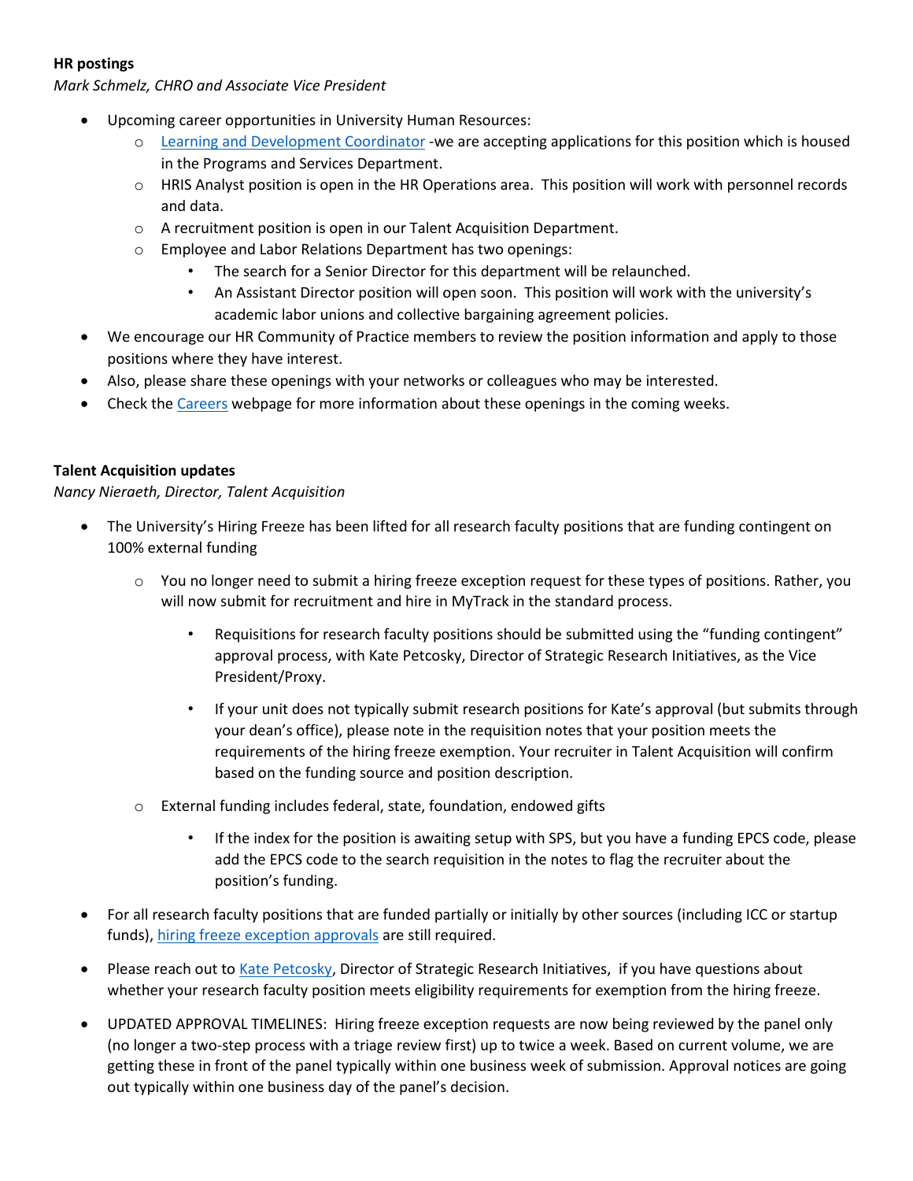**HR postings**

*Mark Schmelz, CHRO and Associate Vice President*

- Upcoming career opportunities in University Human Resources:
  - Learning and Development Coordinator -we are accepting applications for this position which is housed in the Programs and Services Department.
  - HRIS Analyst position is open in the HR Operations area. This position will work with personnel records and data.
  - A recruitment position is open in our Talent Acquisition Department.
  - Employee and Labor Relations Department has two openings:
    - The search for a Senior Director for this department will be relaunched.
    - An Assistant Director position will open soon. This position will work with the university's academic labor unions and collective bargaining agreement policies.
- We encourage our HR Community of Practice members to review the position information and apply to those positions where they have interest.
- Also, please share these openings with your networks or colleagues who may be interested.
- Check the Careers webpage for more information about these openings in the coming weeks.

**Talent Acquisition updates**

*Nancy Nieraeth, Director, Talent Acquisition*

- The University's Hiring Freeze has been lifted for all research faculty positions that are funding contingent on 100% external funding
  - You no longer need to submit a hiring freeze exception request for these types of positions. Rather, you will now submit for recruitment and hire in MyTrack in the standard process.
    - Requisitions for research faculty positions should be submitted using the "funding contingent" approval process, with Kate Petcosky, Director of Strategic Research Initiatives, as the Vice President/Proxy.
    - If your unit does not typically submit research positions for Kate's approval (but submits through your dean's office), please note in the requisition notes that your position meets the requirements of the hiring freeze exemption. Your recruiter in Talent Acquisition will confirm based on the funding source and position description.
  - External funding includes federal, state, foundation, endowed gifts
    - If the index for the position is awaiting setup with SPS, but you have a funding EPCS code, please add the EPCS code to the search requisition in the notes to flag the recruiter about the position's funding.
- For all research faculty positions that are funded partially or initially by other sources (including ICC or startup funds), hiring freeze exception approvals are still required.
- Please reach out to Kate Petcosky, Director of Strategic Research Initiatives, if you have questions about whether your research faculty position meets eligibility requirements for exemption from the hiring freeze.
- UPDATED APPROVAL TIMELINES: Hiring freeze exception requests are now being reviewed by the panel only (no longer a two-step process with a triage review first) up to twice a week. Based on current volume, we are getting these in front of the panel typically within one business week of submission. Approval notices are going out typically within one business day of the panel's decision.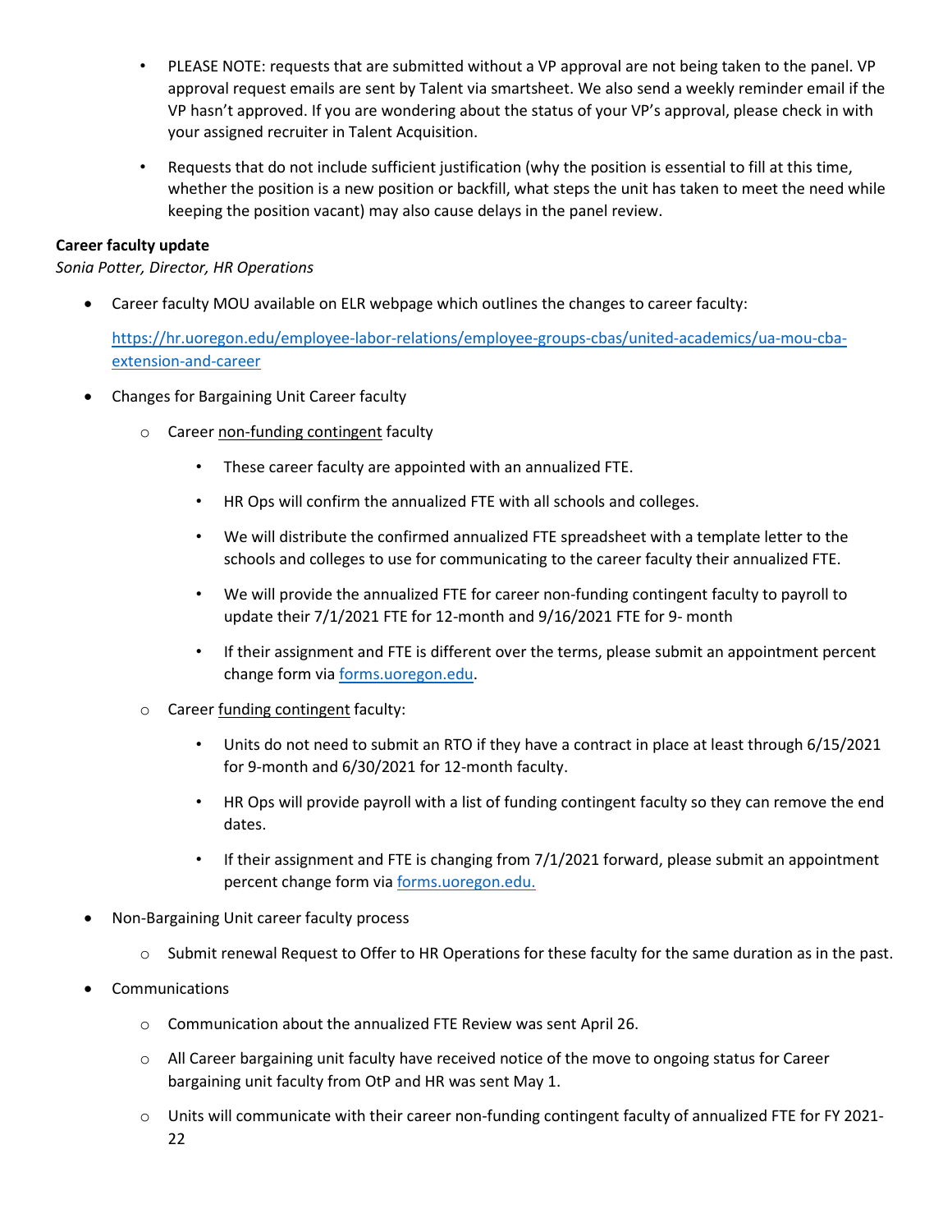- PLEASE NOTE: requests that are submitted without a VP approval are not being taken to the panel. VP approval request emails are sent by Talent via smartsheet. We also send a weekly reminder email if the VP hasn't approved. If you are wondering about the status of your VP's approval, please check in with your assigned recruiter in Talent Acquisition.
- Requests that do not include sufficient justification (why the position is essential to fill at this time, whether the position is a new position or backfill, what steps the unit has taken to meet the need while keeping the position vacant) may also cause delays in the panel review.

**Career faculty update**
*Sonia Potter, Director, HR Operations*

- Career faculty MOU available on ELR webpage which outlines the changes to career faculty: [https://hr.uoregon.edu/employee-labor-relations/employee-groups-cbas/united-academics/ua-mou-cba-extension-and-career](https://hr.uoregon.edu/employee-labor-relations/employee-groups-cbas/united-academics/ua-mou-cba-extension-and-career)
- Changes for Bargaining Unit Career faculty
  - Career non-funding contingent faculty
    - These career faculty are appointed with an annualized FTE.
    - HR Ops will confirm the annualized FTE with all schools and colleges.
    - We will distribute the confirmed annualized FTE spreadsheet with a template letter to the schools and colleges to use for communicating to the career faculty their annualized FTE.
    - We will provide the annualized FTE for career non-funding contingent faculty to payroll to update their 7/1/2021 FTE for 12-month and 9/16/2021 FTE for 9- month
    - If their assignment and FTE is different over the terms, please submit an appointment percent change form via [forms.uoregon.edu](forms.uoregon.edu).
  - Career funding contingent faculty:
    - Units do not need to submit an RTO if they have a contract in place at least through 6/15/2021 for 9-month and 6/30/2021 for 12-month faculty.
    - HR Ops will provide payroll with a list of funding contingent faculty so they can remove the end dates.
    - If their assignment and FTE is changing from 7/1/2021 forward, please submit an appointment percent change form via [forms.uoregon.edu.](forms.uoregon.edu)
- Non-Bargaining Unit career faculty process
  - Submit renewal Request to Offer to HR Operations for these faculty for the same duration as in the past.
- Communications
  - Communication about the annualized FTE Review was sent April 26.
  - All Career bargaining unit faculty have received notice of the move to ongoing status for Career bargaining unit faculty from OtP and HR was sent May 1.
  - Units will communicate with their career non-funding contingent faculty of annualized FTE for FY 2021-22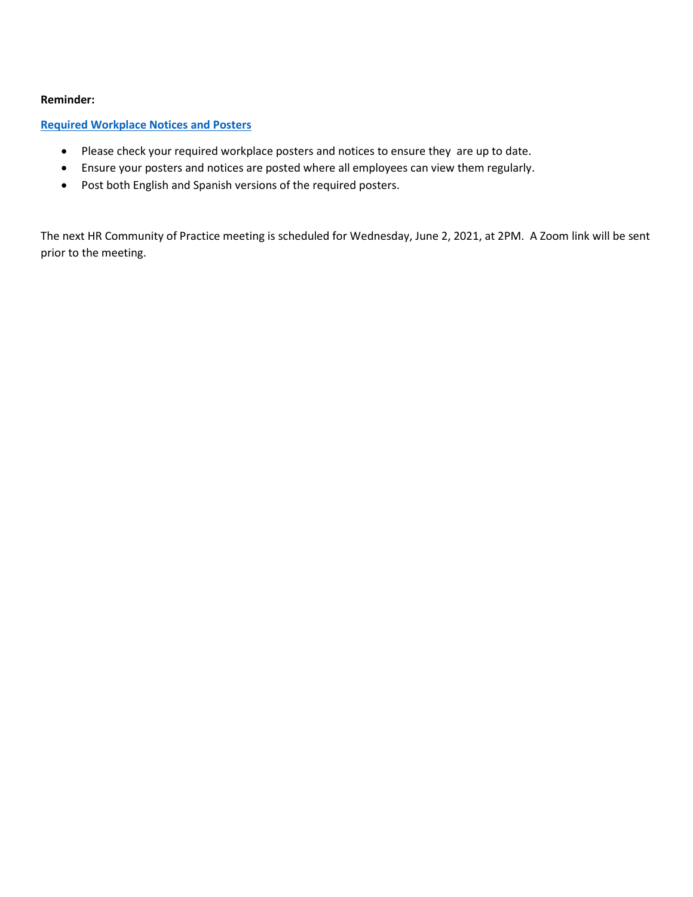**Reminder:**

**Required Workplace Notices and Posters**

- Please check your required workplace posters and notices to ensure they are up to date.
- Ensure your posters and notices are posted where all employees can view them regularly.
- Post both English and Spanish versions of the required posters.

The next HR Community of Practice meeting is scheduled for Wednesday, June 2, 2021, at 2PM. A Zoom link will be sent prior to the meeting.